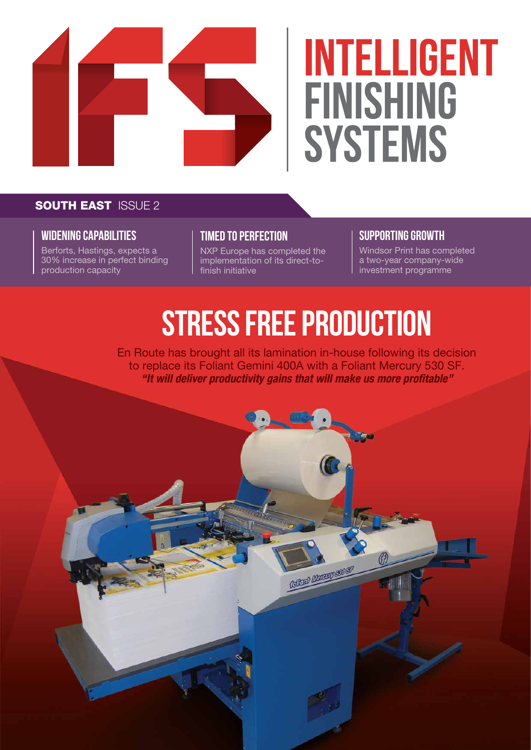# INTELLIGENT FINISHING SYSTEMS

**SOUTH EAST** ISSUE 2

### WIDENING CAPABILITIES

Berforts, Hastings, expects a 30% increase in perfect binding production capacity

### TIMED TO PERFECTION

NXP Europe has completed the implementation of its direct-to-finish initiative

### SUPPORTING GROWTH

Windsor Print has completed a two-year company-wide investment programme

# STRESS FREE PRODUCTION

En Route has brought all its lamination in-house following its decision to replace its Foliant Gemini 400A with a Foliant Mercury 530 SF.

***"It will deliver productivity gains that will make us more profitable"***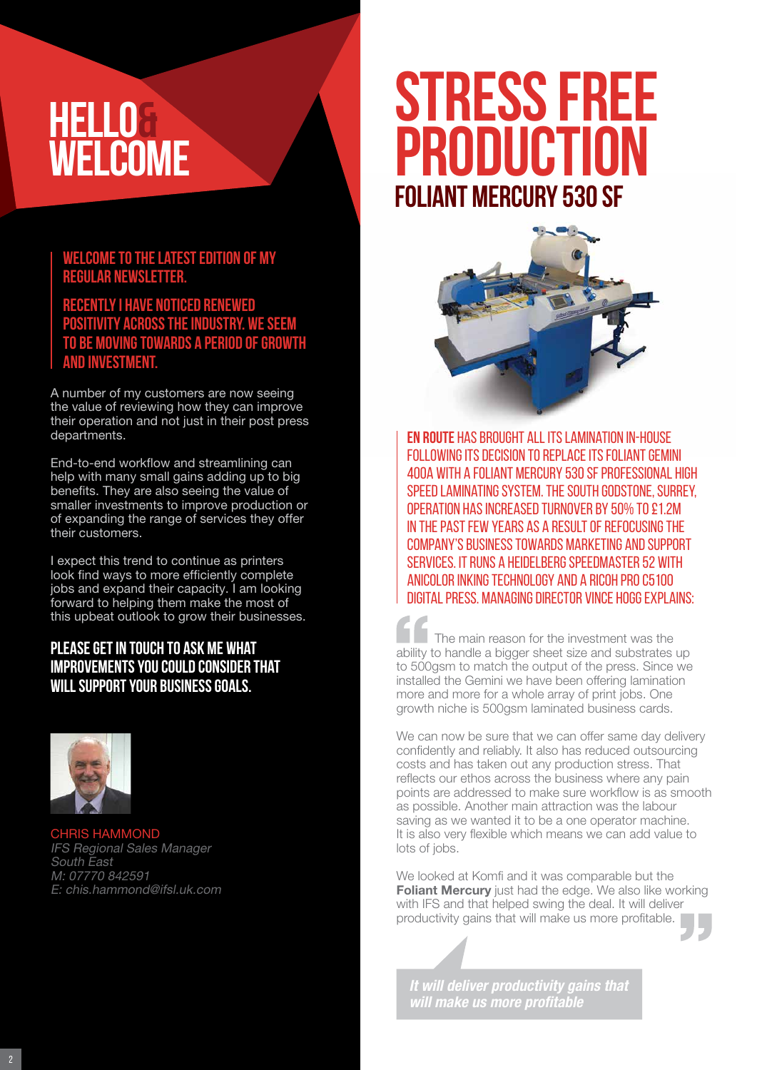# HELLO & WELCOME

**WELCOME TO THE LATEST EDITION OF MY REGULAR NEWSLETTER.**

**RECENTLY I HAVE NOTICED RENEWED POSITIVITY ACROSS THE INDUSTRY. WE SEEM TO BE MOVING TOWARDS A PERIOD OF GROWTH AND INVESTMENT.**

A number of my customers are now seeing the value of reviewing how they can improve their operation and not just in their post press departments.

End-to-end workflow and streamlining can help with many small gains adding up to big benefits. They are also seeing the value of smaller investments to improve production or of expanding the range of services they offer their customers.

I expect this trend to continue as printers look find ways to more efficiently complete jobs and expand their capacity. I am looking forward to helping them make the most of this upbeat outlook to grow their businesses.

**PLEASE GET IN TOUCH TO ASK ME WHAT IMPROVEMENTS YOU COULD CONSIDER THAT WILL SUPPORT YOUR BUSINESS GOALS.**

CHRIS HAMMOND
*IFS Regional Sales Manager*
*South East*
*M: 07770 842591*
*E: chis.hammond@ifsl.uk.com*

# STRESS FREE PRODUCTION

## FOLIANT MERCURY 530 SF

**EN ROUTE** HAS BROUGHT ALL ITS LAMINATION IN-HOUSE FOLLOWING ITS DECISION TO REPLACE ITS FOLIANT GEMINI 400A WITH A FOLIANT MERCURY 530 SF PROFESSIONAL HIGH SPEED LAMINATING SYSTEM. THE SOUTH GODSTONE, SURREY, OPERATION HAS INCREASED TURNOVER BY 50% TO £1.2M IN THE PAST FEW YEARS AS A RESULT OF REFOCUSING THE COMPANY'S BUSINESS TOWARDS MARKETING AND SUPPORT SERVICES. IT RUNS A HEIDELBERG SPEEDMASTER 52 WITH ANICOLOR INKING TECHNOLOGY AND A RICOH PRO C5100 DIGITAL PRESS. MANAGING DIRECTOR VINCE HOGG EXPLAINS:

"The main reason for the investment was the ability to handle a bigger sheet size and substrates up to 500gsm to match the output of the press. Since we installed the Gemini we have been offering lamination more and more for a whole array of print jobs. One growth niche is 500gsm laminated business cards.

We can now be sure that we can offer same day delivery confidently and reliably. It also has reduced outsourcing costs and has taken out any production stress. That reflects our ethos across the business where any pain points are addressed to make sure workflow is as smooth as possible. Another main attraction was the labour saving as we wanted it to be a one operator machine. It is also very flexible which means we can add value to lots of jobs.

We looked at Komfi and it was comparable but the **Foliant Mercury** just had the edge. We also like working with IFS and that helped swing the deal. It will deliver productivity gains that will make us more profitable."

***It will deliver productivity gains that will make us more profitable***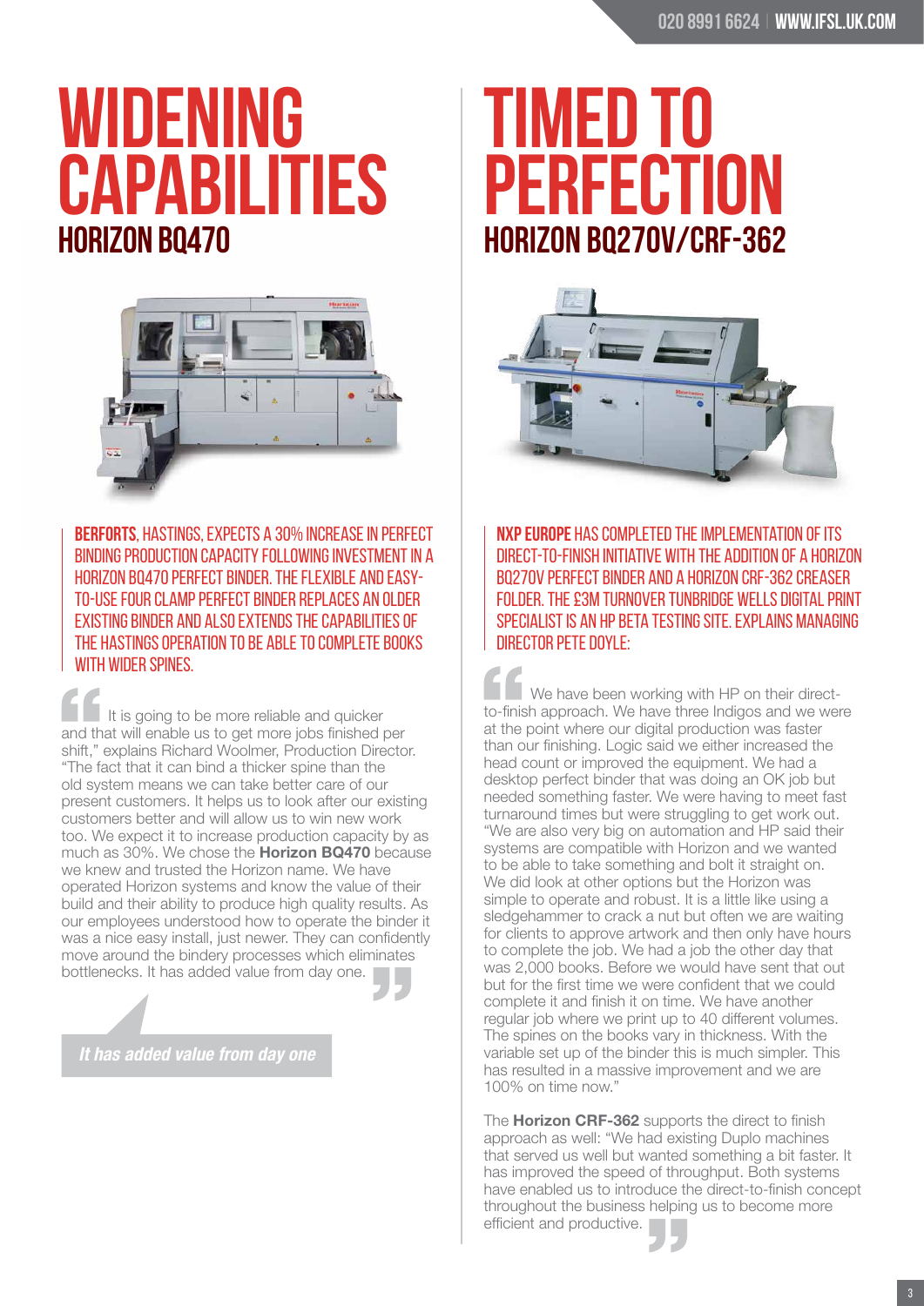# WIDENING CAPABILITIES

## HORIZON BQ470

**BERFORTS**, HASTINGS, EXPECTS A 30% INCREASE IN PERFECT BINDING PRODUCTION CAPACITY FOLLOWING INVESTMENT IN A HORIZON BQ470 PERFECT BINDER. THE FLEXIBLE AND EASY-TO-USE FOUR CLAMP PERFECT BINDER REPLACES AN OLDER EXISTING BINDER AND ALSO EXTENDS THE CAPABILITIES OF THE HASTINGS OPERATION TO BE ABLE TO COMPLETE BOOKS WITH WIDER SPINES.

"It is going to be more reliable and quicker and that will enable us to get more jobs finished per shift," explains Richard Woolmer, Production Director. "The fact that it can bind a thicker spine than the old system means we can take better care of our present customers. It helps us to look after our existing customers better and will allow us to win new work too. We expect it to increase production capacity by as much as 30%. We chose the **Horizon BQ470** because we knew and trusted the Horizon name. We have operated Horizon systems and know the value of their build and their ability to produce high quality results. As our employees understood how to operate the binder it was a nice easy install, just newer. They can confidently move around the bindery processes which eliminates bottlenecks. It has added value from day one."

*It has added value from day one*

# TIMED TO PERFECTION

## HORIZON BQ270V/CRF-362

**NXP EUROPE** HAS COMPLETED THE IMPLEMENTATION OF ITS DIRECT-TO-FINISH INITIATIVE WITH THE ADDITION OF A HORIZON BQ270V PERFECT BINDER AND A HORIZON CRF-362 CREASER FOLDER. THE £3M TURNOVER TUNBRIDGE WELLS DIGITAL PRINT SPECIALIST IS AN HP BETA TESTING SITE. EXPLAINS MANAGING DIRECTOR PETE DOYLE:

"We have been working with HP on their direct-to-finish approach. We have three Indigos and we were at the point where our digital production was faster than our finishing. Logic said we either increased the head count or improved the equipment. We had a desktop perfect binder that was doing an OK job but needed something faster. We were having to meet fast turnaround times but were struggling to get work out. "We are also very big on automation and HP said their systems are compatible with Horizon and we wanted to be able to take something and bolt it straight on. We did look at other options but the Horizon was simple to operate and robust. It is a little like using a sledgehammer to crack a nut but often we are waiting for clients to approve artwork and then only have hours to complete the job. We had a job the other day that was 2,000 books. Before we would have sent that out but for the first time we were confident that we could complete it and finish it on time. We have another regular job where we print up to 40 different volumes. The spines on the books vary in thickness. With the variable set up of the binder this is much simpler. This has resulted in a massive improvement and we are 100% on time now."

The **Horizon CRF-362** supports the direct to finish approach as well: "We had existing Duplo machines that served us well but wanted something a bit faster. It has improved the speed of throughput. Both systems have enabled us to introduce the direct-to-finish concept throughout the business helping us to become more efficient and productive."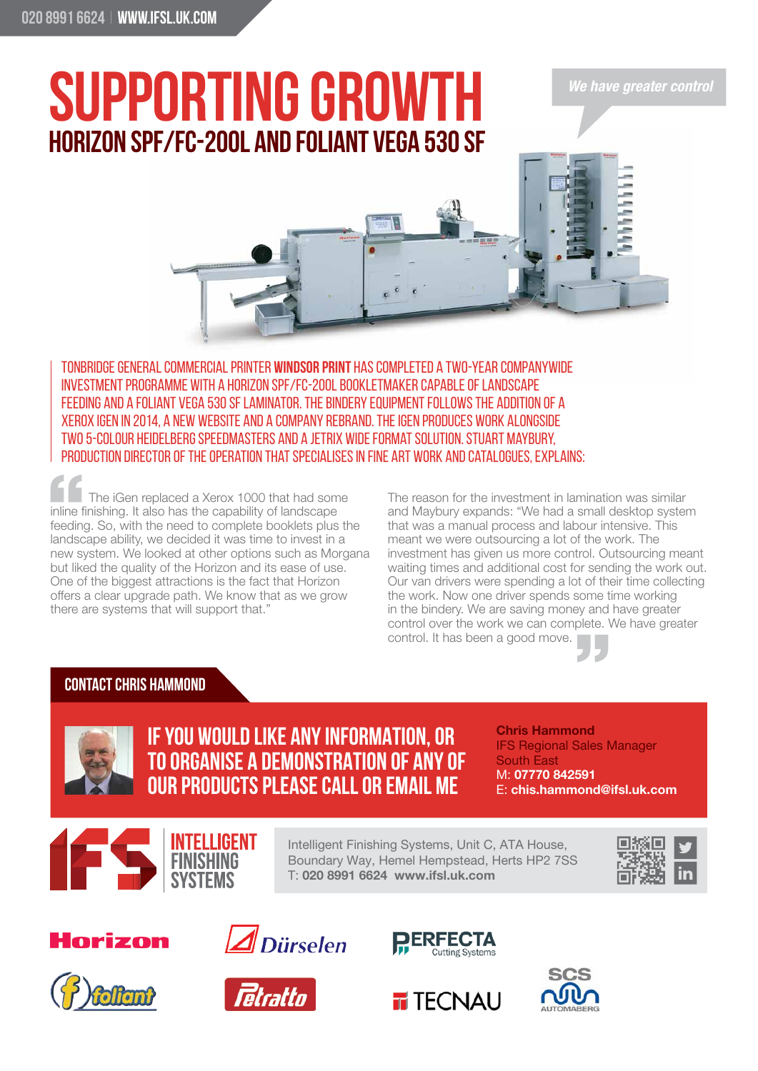# SUPPORTING GROWTH

## HORIZON SPF/FC-200L AND FOLIANT VEGA 530 SF

*We have greater control*

TONBRIDGE GENERAL COMMERCIAL PRINTER **WINDSOR PRINT** HAS COMPLETED A TWO-YEAR COMPANYWIDE INVESTMENT PROGRAMME WITH A HORIZON SPF/FC-200L BOOKLETMAKER CAPABLE OF LANDSCAPE FEEDING AND A FOLIANT VEGA 530 SF LAMINATOR. THE BINDERY EQUIPMENT FOLLOWS THE ADDITION OF A XEROX IGEN IN 2014, A NEW WEBSITE AND A COMPANY REBRAND. THE IGEN PRODUCES WORK ALONGSIDE TWO 5-COLOUR HEIDELBERG SPEEDMASTERS AND A JETRIX WIDE FORMAT SOLUTION. STUART MAYBURY, PRODUCTION DIRECTOR OF THE OPERATION THAT SPECIALISES IN FINE ART WORK AND CATALOGUES, EXPLAINS:

"The iGen replaced a Xerox 1000 that had some inline finishing. It also has the capability of landscape feeding. So, with the need to complete booklets plus the landscape ability, we decided it was time to invest in a new system. We looked at other options such as Morgana but liked the quality of the Horizon and its ease of use. One of the biggest attractions is the fact that Horizon offers a clear upgrade path. We know that as we grow there are systems that will support that."

The reason for the investment in lamination was similar and Maybury expands: "We had a small desktop system that was a manual process and labour intensive. This meant we were outsourcing a lot of the work. The investment has given us more control. Outsourcing meant waiting times and additional cost for sending the work out. Our van drivers were spending a lot of their time collecting the work. Now one driver spends some time working in the bindery. We are saving money and have greater control over the work we can complete. We have greater control. It has been a good move."

## CONTACT CHRIS HAMMOND

IF YOU WOULD LIKE ANY INFORMATION, OR TO ORGANISE A DEMONSTRATION OF ANY OF OUR PRODUCTS PLEASE CALL OR EMAIL ME

**Chris Hammond**
IFS Regional Sales Manager
South East
M: **07770 842591**
E: **chis.hammond@ifsl.uk.com**

INTELLIGENT FINISHING SYSTEMS

Intelligent Finishing Systems, Unit C, ATA House, Boundary Way, Hemel Hempstead, Herts HP2 7SS
T: **020 8991 6624 www.ifsl.uk.com**

Horizon | Dürselen | PERFECTA Cutting Systems | foliant | Tetratto | TECNAU | SCS AUTOMABERG